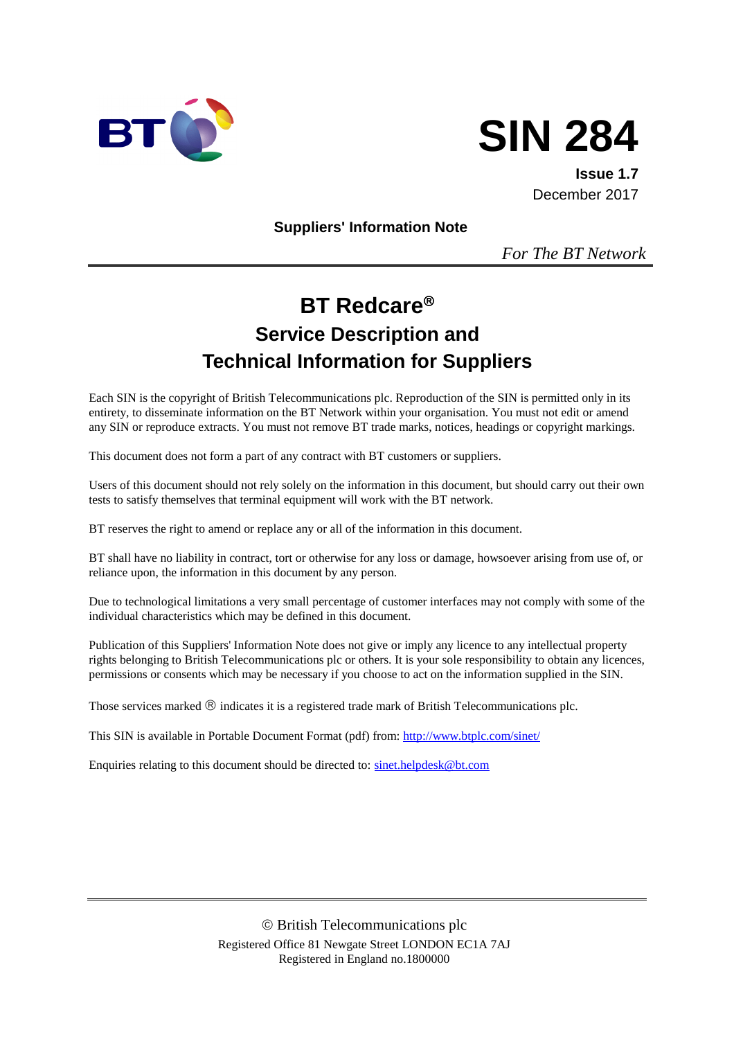BT

# SIN 284

**Issue 1.7**
December 2017

**Suppliers' Information Note**

*For The BT Network*

# BT Redcare®

## Service Description and Technical Information for Suppliers

Each SIN is the copyright of British Telecommunications plc. Reproduction of the SIN is permitted only in its entirety, to disseminate information on the BT Network within your organisation. You must not edit or amend any SIN or reproduce extracts. You must not remove BT trade marks, notices, headings or copyright markings.

This document does not form a part of any contract with BT customers or suppliers.

Users of this document should not rely solely on the information in this document, but should carry out their own tests to satisfy themselves that terminal equipment will work with the BT network.

BT reserves the right to amend or replace any or all of the information in this document.

BT shall have no liability in contract, tort or otherwise for any loss or damage, howsoever arising from use of, or reliance upon, the information in this document by any person.

Due to technological limitations a very small percentage of customer interfaces may not comply with some of the individual characteristics which may be defined in this document.

Publication of this Suppliers' Information Note does not give or imply any licence to any intellectual property rights belonging to British Telecommunications plc or others. It is your sole responsibility to obtain any licences, permissions or consents which may be necessary if you choose to act on the information supplied in the SIN.

Those services marked ® indicates it is a registered trade mark of British Telecommunications plc.

This SIN is available in Portable Document Format (pdf) from: http://www.btplc.com/sinet/

Enquiries relating to this document should be directed to: sinet.helpdesk@bt.com

© British Telecommunications plc
Registered Office 81 Newgate Street LONDON EC1A 7AJ
Registered in England no.1800000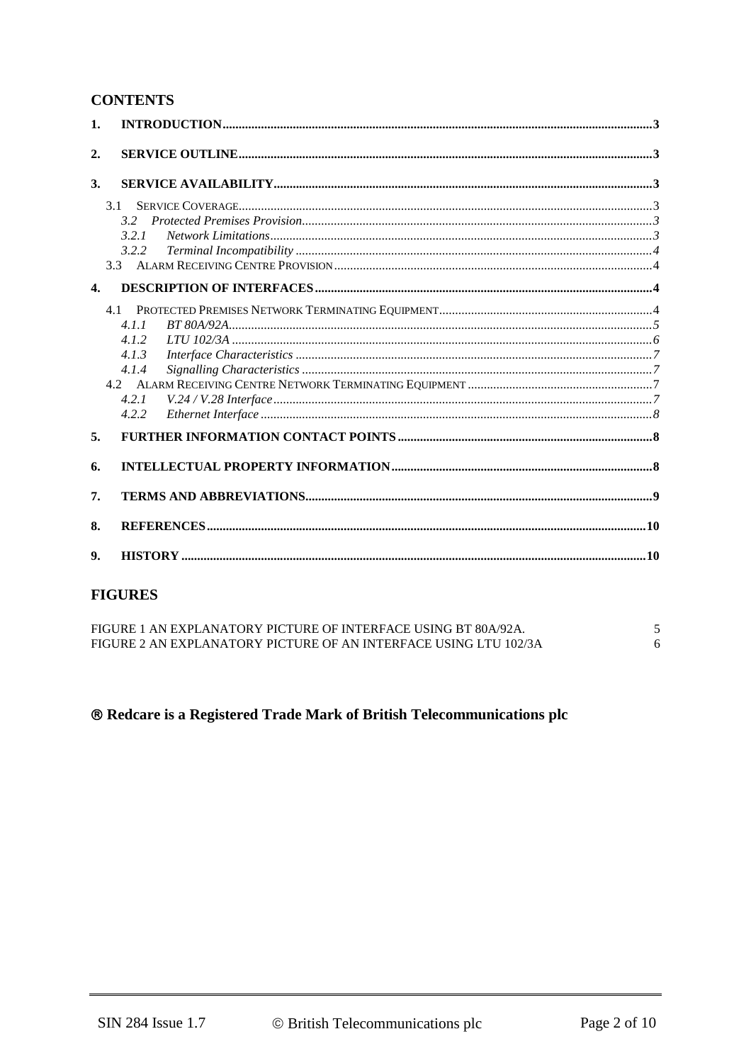## CONTENTS

1. INTRODUCTION ..... 3
2. SERVICE OUTLINE ..... 3
3. SERVICE AVAILABILITY ..... 3
   - 3.1 SERVICE COVERAGE ..... 3
   - *3.2 Protected Premises Provision ..... 3*
     - *3.2.1 Network Limitations ..... 3*
     - *3.2.2 Terminal Incompatibility ..... 4*
   - 3.3 ALARM RECEIVING CENTRE PROVISION ..... 4
4. DESCRIPTION OF INTERFACES ..... 4
   - 4.1 PROTECTED PREMISES NETWORK TERMINATING EQUIPMENT ..... 4
     - *4.1.1 BT 80A/92A ..... 5*
     - *4.1.2 LTU 102/3A ..... 6*
     - *4.1.3 Interface Characteristics ..... 7*
     - *4.1.4 Signalling Characteristics ..... 7*
   - 4.2 ALARM RECEIVING CENTRE NETWORK TERMINATING EQUIPMENT ..... 7
     - *4.2.1 V.24 / V.28 Interface ..... 7*
     - *4.2.2 Ethernet Interface ..... 8*
5. FURTHER INFORMATION CONTACT POINTS ..... 8
6. INTELLECTUAL PROPERTY INFORMATION ..... 8
7. TERMS AND ABBREVIATIONS ..... 9
8. REFERENCES ..... 10
9. HISTORY ..... 10

## FIGURES

FIGURE 1 AN EXPLANATORY PICTURE OF INTERFACE USING BT 80A/92A. ..... 5
FIGURE 2 AN EXPLANATORY PICTURE OF AN INTERFACE USING LTU 102/3A ..... 6

**® Redcare is a Registered Trade Mark of British Telecommunications plc**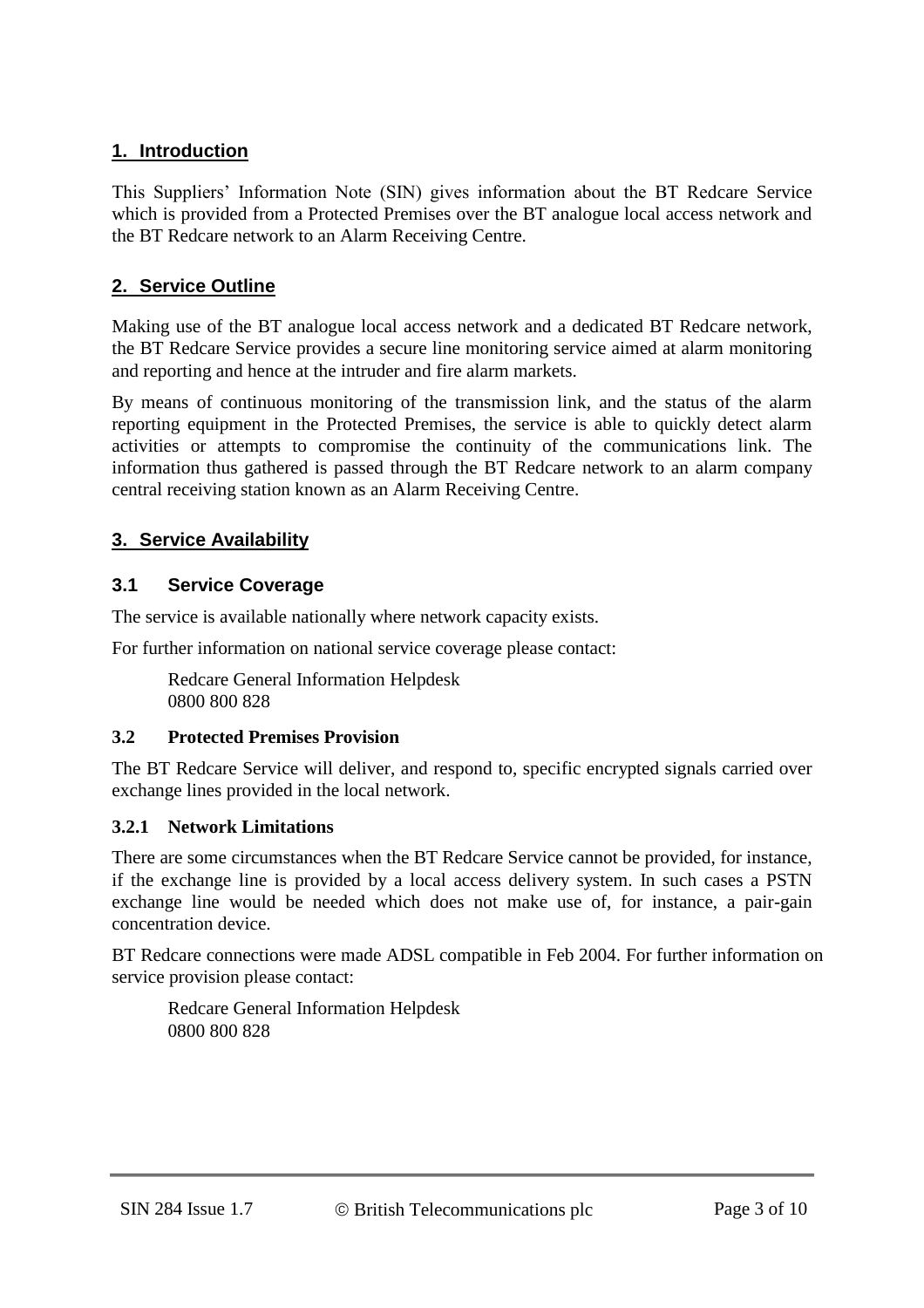## 1. Introduction

This Suppliers' Information Note (SIN) gives information about the BT Redcare Service which is provided from a Protected Premises over the BT analogue local access network and the BT Redcare network to an Alarm Receiving Centre.

## 2. Service Outline

Making use of the BT analogue local access network and a dedicated BT Redcare network, the BT Redcare Service provides a secure line monitoring service aimed at alarm monitoring and reporting and hence at the intruder and fire alarm markets.

By means of continuous monitoring of the transmission link, and the status of the alarm reporting equipment in the Protected Premises, the service is able to quickly detect alarm activities or attempts to compromise the continuity of the communications link. The information thus gathered is passed through the BT Redcare network to an alarm company central receiving station known as an Alarm Receiving Centre.

## 3. Service Availability

### 3.1 Service Coverage

The service is available nationally where network capacity exists.

For further information on national service coverage please contact:

> Redcare General Information Helpdesk
> 0800 800 828

### 3.2 Protected Premises Provision

The BT Redcare Service will deliver, and respond to, specific encrypted signals carried over exchange lines provided in the local network.

#### 3.2.1 Network Limitations

There are some circumstances when the BT Redcare Service cannot be provided, for instance, if the exchange line is provided by a local access delivery system. In such cases a PSTN exchange line would be needed which does not make use of, for instance, a pair-gain concentration device.

BT Redcare connections were made ADSL compatible in Feb 2004. For further information on service provision please contact:

> Redcare General Information Helpdesk
> 0800 800 828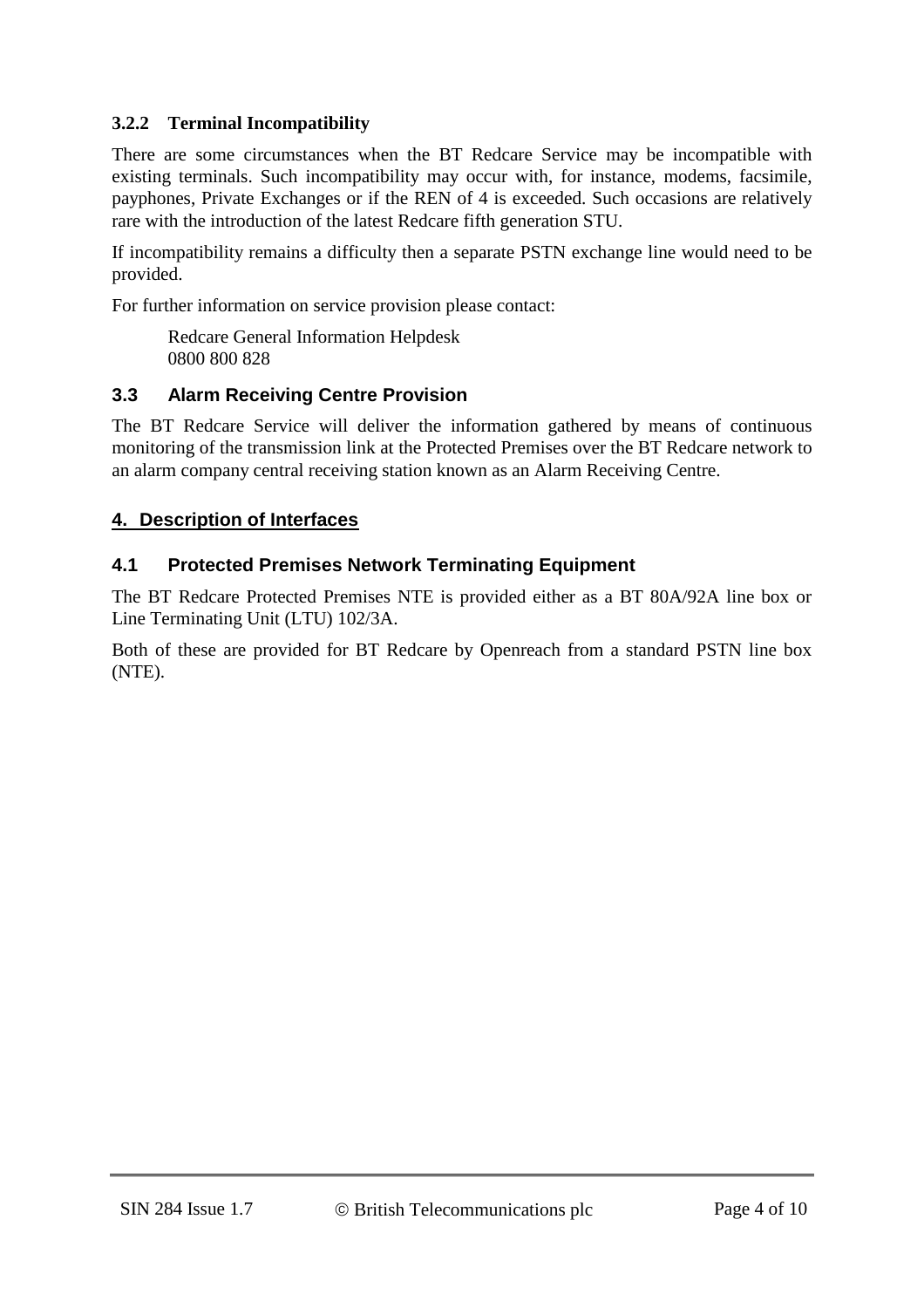#### 3.2.2 Terminal Incompatibility

There are some circumstances when the BT Redcare Service may be incompatible with existing terminals. Such incompatibility may occur with, for instance, modems, facsimile, payphones, Private Exchanges or if the REN of 4 is exceeded. Such occasions are relatively rare with the introduction of the latest Redcare fifth generation STU.

If incompatibility remains a difficulty then a separate PSTN exchange line would need to be provided.

For further information on service provision please contact:

Redcare General Information Helpdesk
0800 800 828

### 3.3 Alarm Receiving Centre Provision

The BT Redcare Service will deliver the information gathered by means of continuous monitoring of the transmission link at the Protected Premises over the BT Redcare network to an alarm company central receiving station known as an Alarm Receiving Centre.

## 4. Description of Interfaces

### 4.1 Protected Premises Network Terminating Equipment

The BT Redcare Protected Premises NTE is provided either as a BT 80A/92A line box or Line Terminating Unit (LTU) 102/3A.

Both of these are provided for BT Redcare by Openreach from a standard PSTN line box (NTE).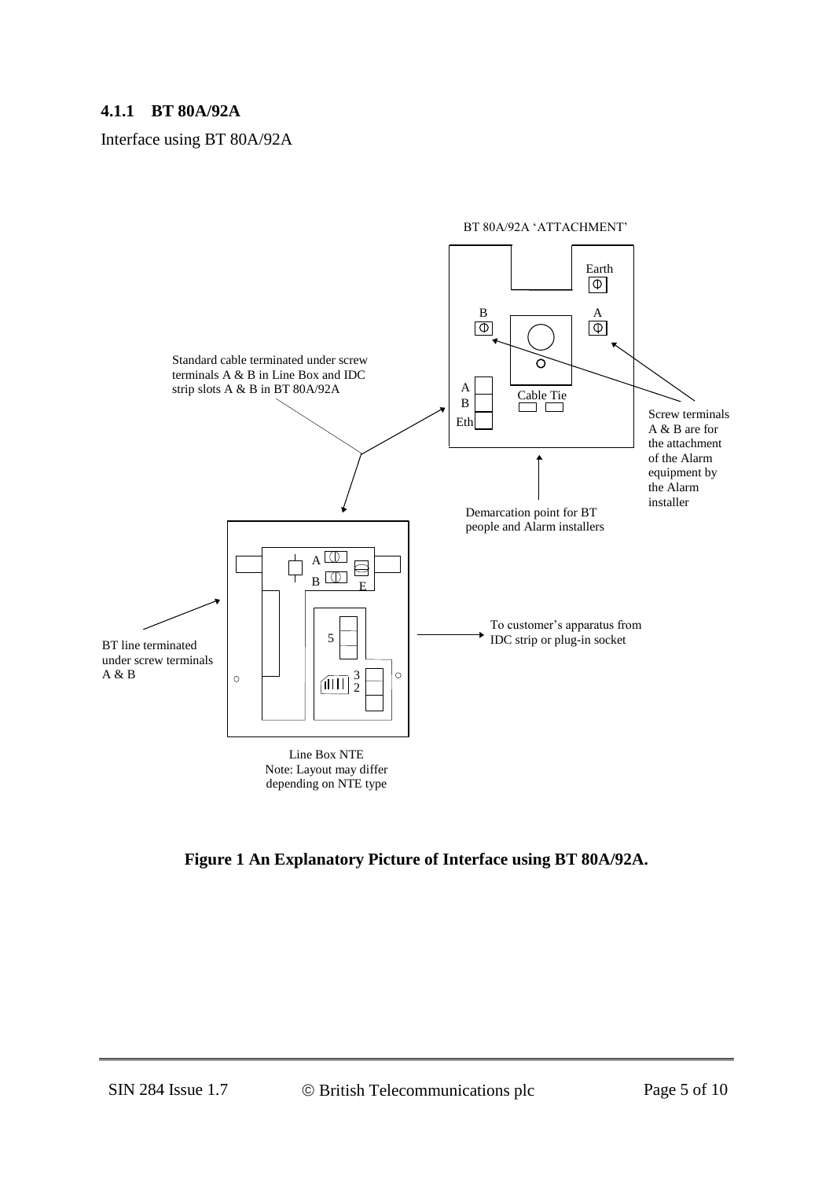### 4.1.1 BT 80A/92A

Interface using BT 80A/92A

BT 80A/92A 'ATTACHMENT'

Earth

B

A

A

B

Eth

Cable Tie

Standard cable terminated under screw terminals A & B in Line Box and IDC strip slots A & B in BT 80A/92A

Screw terminals A & B are for the attachment of the Alarm equipment by the Alarm installer

Demarcation point for BT people and Alarm installers

A

B

E

5

3

2

BT line terminated under screw terminals A & B

To customer's apparatus from IDC strip or plug-in socket

Line Box NTE
Note: Layout may differ depending on NTE type

**Figure 1 An Explanatory Picture of Interface using BT 80A/92A.**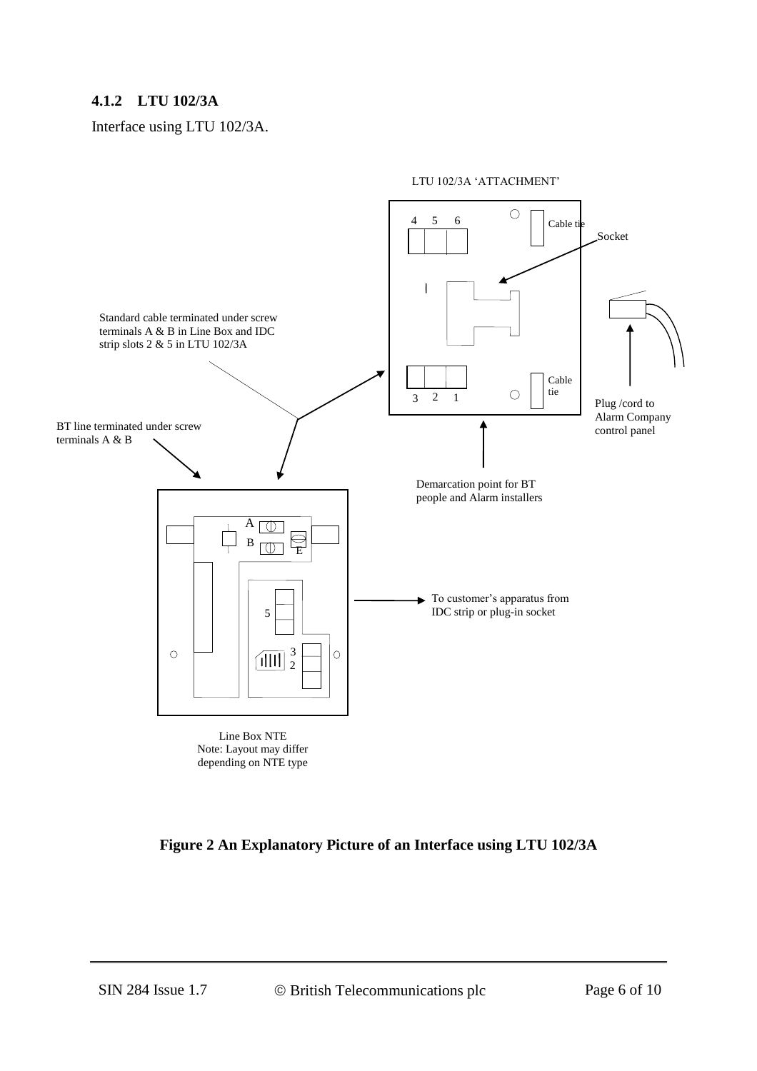### 4.1.2 LTU 102/3A

Interface using LTU 102/3A.

LTU 102/3A 'ATTACHMENT'

4 5 6

Cable tie

Socket

Standard cable terminated under screw terminals A & B in Line Box and IDC strip slots 2 & 5 in LTU 102/3A

Cable tie

3 2 1

Plug /cord to Alarm Company control panel

BT line terminated under screw terminals A & B

Demarcation point for BT people and Alarm installers

A

B

E

5

To customer's apparatus from IDC strip or plug-in socket

3

2

Line Box NTE
Note: Layout may differ depending on NTE type

**Figure 2 An Explanatory Picture of an Interface using LTU 102/3A**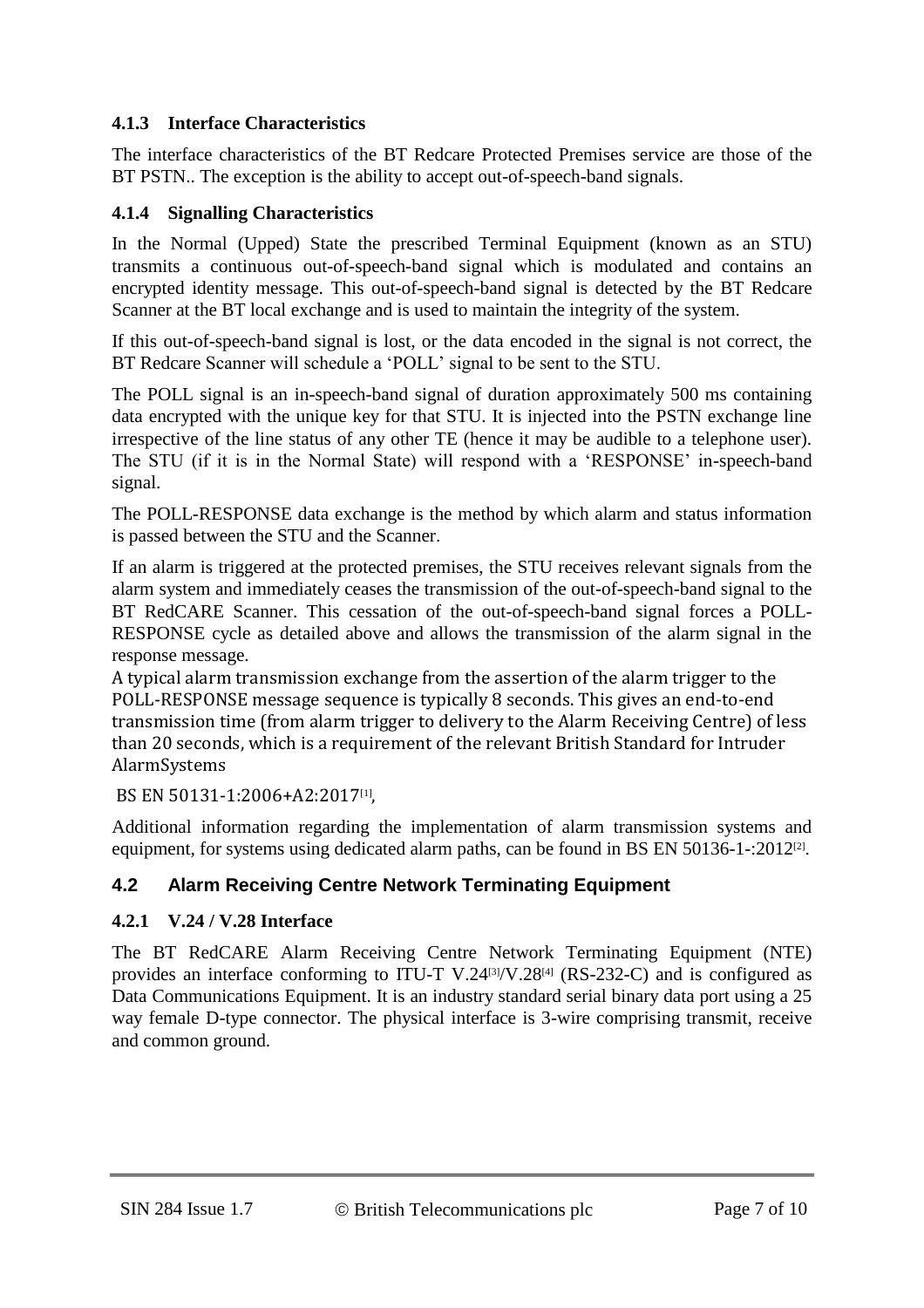### 4.1.3 Interface Characteristics

The interface characteristics of the BT Redcare Protected Premises service are those of the BT PSTN.. The exception is the ability to accept out-of-speech-band signals.

### 4.1.4 Signalling Characteristics

In the Normal (Upped) State the prescribed Terminal Equipment (known as an STU) transmits a continuous out-of-speech-band signal which is modulated and contains an encrypted identity message. This out-of-speech-band signal is detected by the BT Redcare Scanner at the BT local exchange and is used to maintain the integrity of the system.

If this out-of-speech-band signal is lost, or the data encoded in the signal is not correct, the BT Redcare Scanner will schedule a 'POLL' signal to be sent to the STU.

The POLL signal is an in-speech-band signal of duration approximately 500 ms containing data encrypted with the unique key for that STU. It is injected into the PSTN exchange line irrespective of the line status of any other TE (hence it may be audible to a telephone user). The STU (if it is in the Normal State) will respond with a 'RESPONSE' in-speech-band signal.

The POLL-RESPONSE data exchange is the method by which alarm and status information is passed between the STU and the Scanner.

If an alarm is triggered at the protected premises, the STU receives relevant signals from the alarm system and immediately ceases the transmission of the out-of-speech-band signal to the BT RedCARE Scanner. This cessation of the out-of-speech-band signal forces a POLL-RESPONSE cycle as detailed above and allows the transmission of the alarm signal in the response message.
A typical alarm transmission exchange from the assertion of the alarm trigger to the POLL-RESPONSE message sequence is typically 8 seconds. This gives an end-to-end transmission time (from alarm trigger to delivery to the Alarm Receiving Centre) of less than 20 seconds, which is a requirement of the relevant British Standard for Intruder AlarmSystems

BS EN 50131-1:2006+A2:2017[1],

Additional information regarding the implementation of alarm transmission systems and equipment, for systems using dedicated alarm paths, can be found in BS EN 50136-1-:2012[2].

## 4.2 Alarm Receiving Centre Network Terminating Equipment

### 4.2.1 V.24 / V.28 Interface

The BT RedCARE Alarm Receiving Centre Network Terminating Equipment (NTE) provides an interface conforming to ITU-T V.24[3]/V.28[4] (RS-232-C) and is configured as Data Communications Equipment. It is an industry standard serial binary data port using a 25 way female D-type connector. The physical interface is 3-wire comprising transmit, receive and common ground.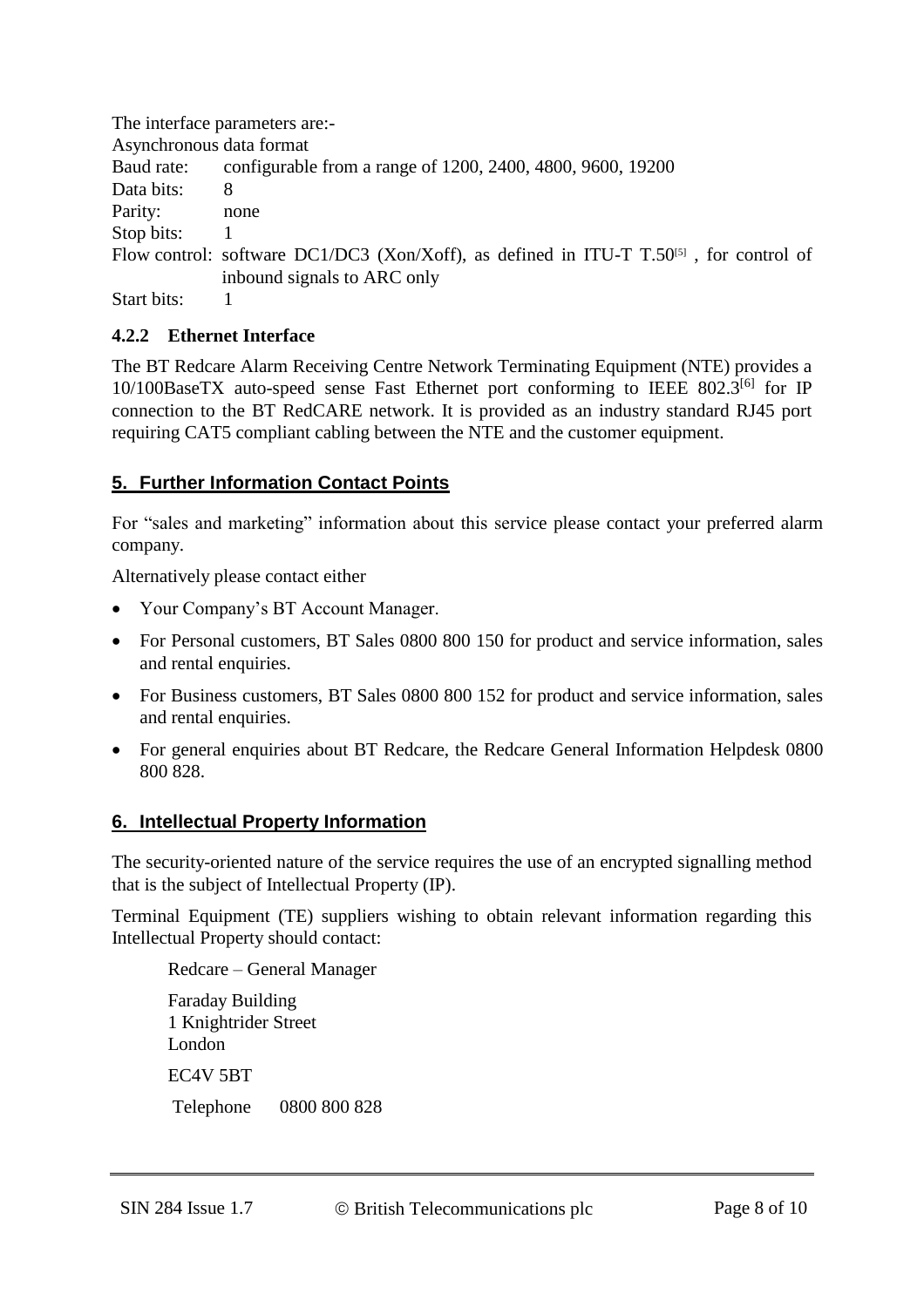The interface parameters are:-

Asynchronous data format

Baud rate: configurable from a range of 1200, 2400, 4800, 9600, 19200

Data bits: 8

Parity: none

Stop bits: 1

Flow control: software DC1/DC3 (Xon/Xoff), as defined in ITU-T T.50[5] , for control of inbound signals to ARC only

Start bits: 1

#### 4.2.2 Ethernet Interface

The BT Redcare Alarm Receiving Centre Network Terminating Equipment (NTE) provides a 10/100BaseTX auto-speed sense Fast Ethernet port conforming to IEEE 802.3[6] for IP connection to the BT RedCARE network. It is provided as an industry standard RJ45 port requiring CAT5 compliant cabling between the NTE and the customer equipment.

## 5. Further Information Contact Points

For "sales and marketing" information about this service please contact your preferred alarm company.

Alternatively please contact either

- Your Company's BT Account Manager.
- For Personal customers, BT Sales 0800 800 150 for product and service information, sales and rental enquiries.
- For Business customers, BT Sales 0800 800 152 for product and service information, sales and rental enquiries.
- For general enquiries about BT Redcare, the Redcare General Information Helpdesk 0800 800 828.

## 6. Intellectual Property Information

The security-oriented nature of the service requires the use of an encrypted signalling method that is the subject of Intellectual Property (IP).

Terminal Equipment (TE) suppliers wishing to obtain relevant information regarding this Intellectual Property should contact:

Redcare – General Manager

Faraday Building
1 Knightrider Street
London

EC4V 5BT

Telephone 0800 800 828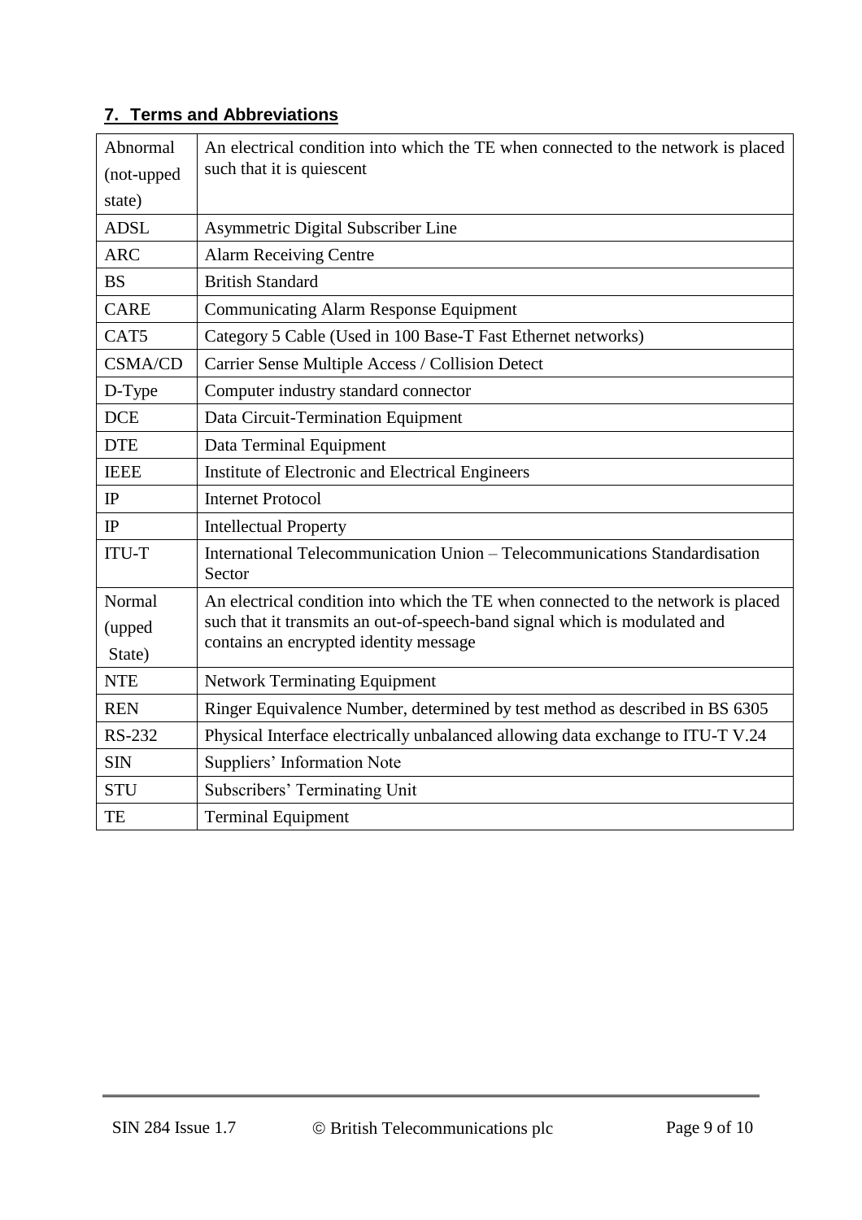## 7. Terms and Abbreviations

| | |
|---|---|
| Abnormal (not-upped state) | An electrical condition into which the TE when connected to the network is placed such that it is quiescent |
| ADSL | Asymmetric Digital Subscriber Line |
| ARC | Alarm Receiving Centre |
| BS | British Standard |
| CARE | Communicating Alarm Response Equipment |
| CAT5 | Category 5 Cable (Used in 100 Base-T Fast Ethernet networks) |
| CSMA/CD | Carrier Sense Multiple Access / Collision Detect |
| D-Type | Computer industry standard connector |
| DCE | Data Circuit-Termination Equipment |
| DTE | Data Terminal Equipment |
| IEEE | Institute of Electronic and Electrical Engineers |
| IP | Internet Protocol |
| IP | Intellectual Property |
| ITU-T | International Telecommunication Union – Telecommunications Standardisation Sector |
| Normal (upped State) | An electrical condition into which the TE when connected to the network is placed such that it transmits an out-of-speech-band signal which is modulated and contains an encrypted identity message |
| NTE | Network Terminating Equipment |
| REN | Ringer Equivalence Number, determined by test method as described in BS 6305 |
| RS-232 | Physical Interface electrically unbalanced allowing data exchange to ITU-T V.24 |
| SIN | Suppliers' Information Note |
| STU | Subscribers' Terminating Unit |
| TE | Terminal Equipment |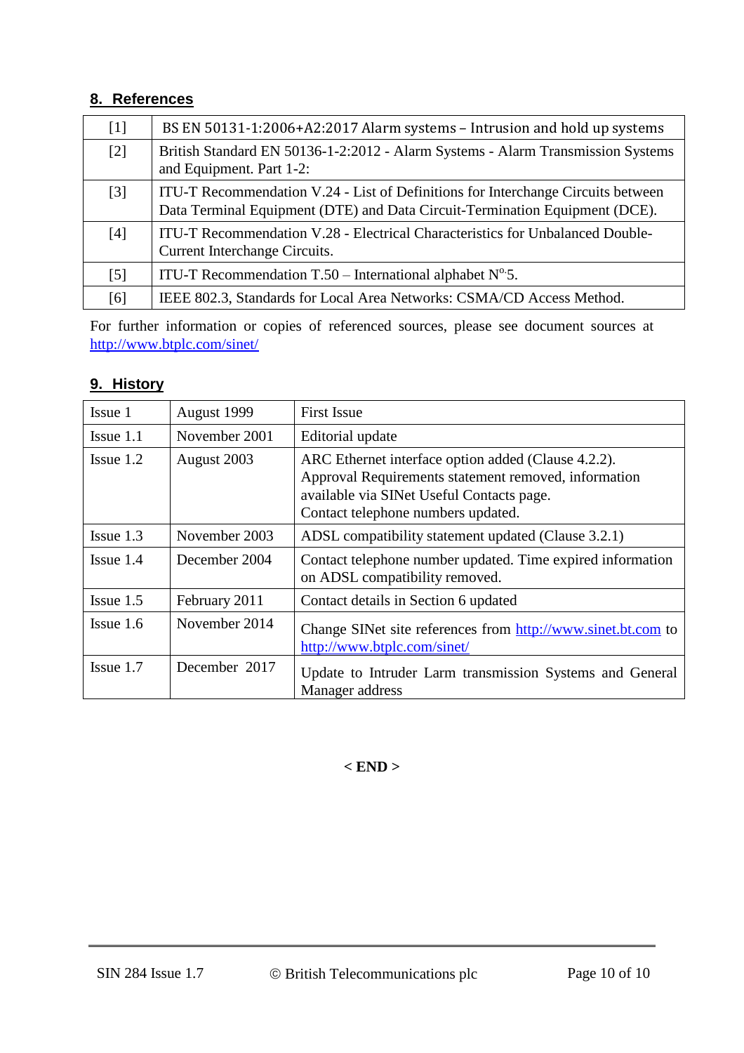## 8. References

| | |
|---|---|
| [1] | BS EN 50131-1:2006+A2:2017 Alarm systems – Intrusion and hold up systems |
| [2] | British Standard EN 50136-1-2:2012 - Alarm Systems - Alarm Transmission Systems and Equipment. Part 1-2: |
| [3] | ITU-T Recommendation V.24 - List of Definitions for Interchange Circuits between Data Terminal Equipment (DTE) and Data Circuit-Termination Equipment (DCE). |
| [4] | ITU-T Recommendation V.28 - Electrical Characteristics for Unbalanced Double-Current Interchange Circuits. |
| [5] | ITU-T Recommendation T.50 – International alphabet N°.5. |
| [6] | IEEE 802.3, Standards for Local Area Networks: CSMA/CD Access Method. |

For further information or copies of referenced sources, please see document sources at http://www.btplc.com/sinet/

## 9. History

| | | |
|---|---|---|
| Issue 1 | August 1999 | First Issue |
| Issue 1.1 | November 2001 | Editorial update |
| Issue 1.2 | August 2003 | ARC Ethernet interface option added (Clause 4.2.2). Approval Requirements statement removed, information available via SINet Useful Contacts page. Contact telephone numbers updated. |
| Issue 1.3 | November 2003 | ADSL compatibility statement updated (Clause 3.2.1) |
| Issue 1.4 | December 2004 | Contact telephone number updated. Time expired information on ADSL compatibility removed. |
| Issue 1.5 | February 2011 | Contact details in Section 6 updated |
| Issue 1.6 | November 2014 | Change SINet site references from http://www.sinet.bt.com to http://www.btplc.com/sinet/ |
| Issue 1.7 | December 2017 | Update to Intruder Larm transmission Systems and General Manager address |

**< END >**